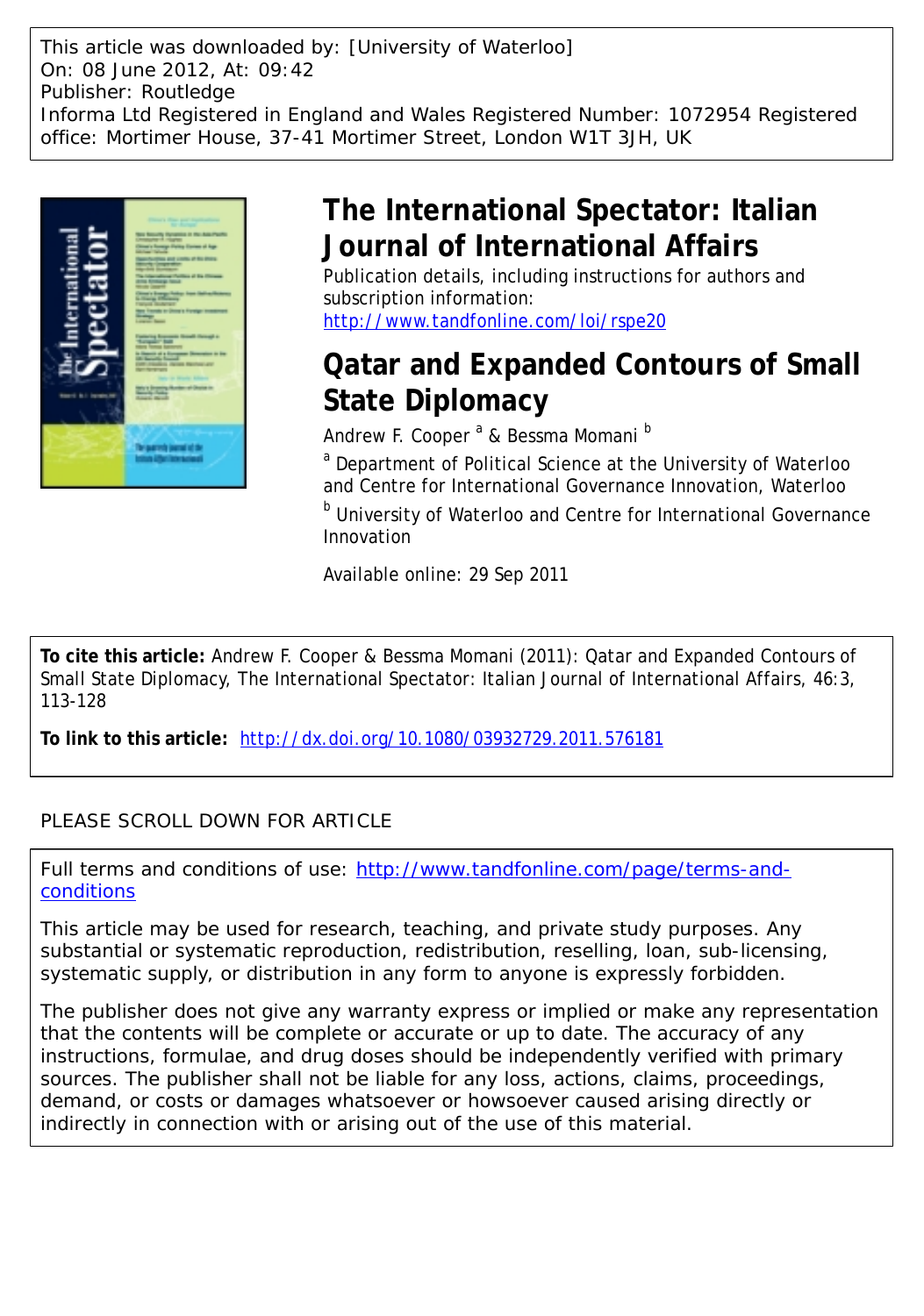This article was downloaded by: [University of Waterloo]
On: 08 June 2012, At: 09:42
Publisher: Routledge
Informa Ltd Registered in England and Wales Registered Number: 1072954 Registered office: Mortimer House, 37-41 Mortimer Street, London W1T 3JH, UK

# The International Spectator: Italian Journal of International Affairs

Publication details, including instructions for authors and subscription information:
http://www.tandfonline.com/loi/rspe20

# Qatar and Expanded Contours of Small State Diplomacy

Andrew F. Cooper [a] & Bessma Momani [b]

[a] Department of Political Science at the University of Waterloo and Centre for International Governance Innovation, Waterloo

[b] University of Waterloo and Centre for International Governance Innovation

Available online: 29 Sep 2011

**To cite this article:** Andrew F. Cooper & Bessma Momani (2011): Qatar and Expanded Contours of Small State Diplomacy, The International Spectator: Italian Journal of International Affairs, 46:3, 113-128

**To link to this article:** http://dx.doi.org/10.1080/03932729.2011.576181

PLEASE SCROLL DOWN FOR ARTICLE

Full terms and conditions of use: http://www.tandfonline.com/page/terms-and-conditions

This article may be used for research, teaching, and private study purposes. Any substantial or systematic reproduction, redistribution, reselling, loan, sub-licensing, systematic supply, or distribution in any form to anyone is expressly forbidden.

The publisher does not give any warranty express or implied or make any representation that the contents will be complete or accurate or up to date. The accuracy of any instructions, formulae, and drug doses should be independently verified with primary sources. The publisher shall not be liable for any loss, actions, claims, proceedings, demand, or costs or damages whatsoever or howsoever caused arising directly or indirectly in connection with or arising out of the use of this material.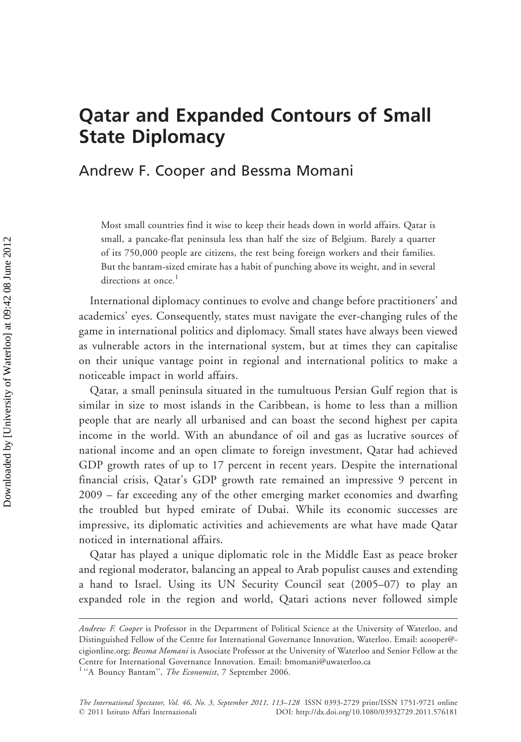# Qatar and Expanded Contours of Small State Diplomacy

## Andrew F. Cooper and Bessma Momani

> Most small countries find it wise to keep their heads down in world affairs. Qatar is small, a pancake-flat peninsula less than half the size of Belgium. Barely a quarter of its 750,000 people are citizens, the rest being foreign workers and their families. But the bantam-sized emirate has a habit of punching above its weight, and in several directions at once.[1]

International diplomacy continues to evolve and change before practitioners' and academics' eyes. Consequently, states must navigate the ever-changing rules of the game in international politics and diplomacy. Small states have always been viewed as vulnerable actors in the international system, but at times they can capitalise on their unique vantage point in regional and international politics to make a noticeable impact in world affairs.

Qatar, a small peninsula situated in the tumultuous Persian Gulf region that is similar in size to most islands in the Caribbean, is home to less than a million people that are nearly all urbanised and can boast the second highest per capita income in the world. With an abundance of oil and gas as lucrative sources of national income and an open climate to foreign investment, Qatar had achieved GDP growth rates of up to 17 percent in recent years. Despite the international financial crisis, Qatar's GDP growth rate remained an impressive 9 percent in 2009 – far exceeding any of the other emerging market economies and dwarfing the troubled but hyped emirate of Dubai. While its economic successes are impressive, its diplomatic activities and achievements are what have made Qatar noticed in international affairs.

Qatar has played a unique diplomatic role in the Middle East as peace broker and regional moderator, balancing an appeal to Arab populist causes and extending a hand to Israel. Using its UN Security Council seat (2005–07) to play an expanded role in the region and world, Qatari actions never followed simple

---

*Andrew F. Cooper* is Professor in the Department of Political Science at the University of Waterloo, and Distinguished Fellow of the Centre for International Governance Innovation, Waterloo. Email: acooper@cigionline.org; *Bessma Momani* is Associate Professor at the University of Waterloo and Senior Fellow at the Centre for International Governance Innovation. Email: bmomani@uwaterloo.ca

[1] "A Bouncy Bantam", *The Economist*, 7 September 2006.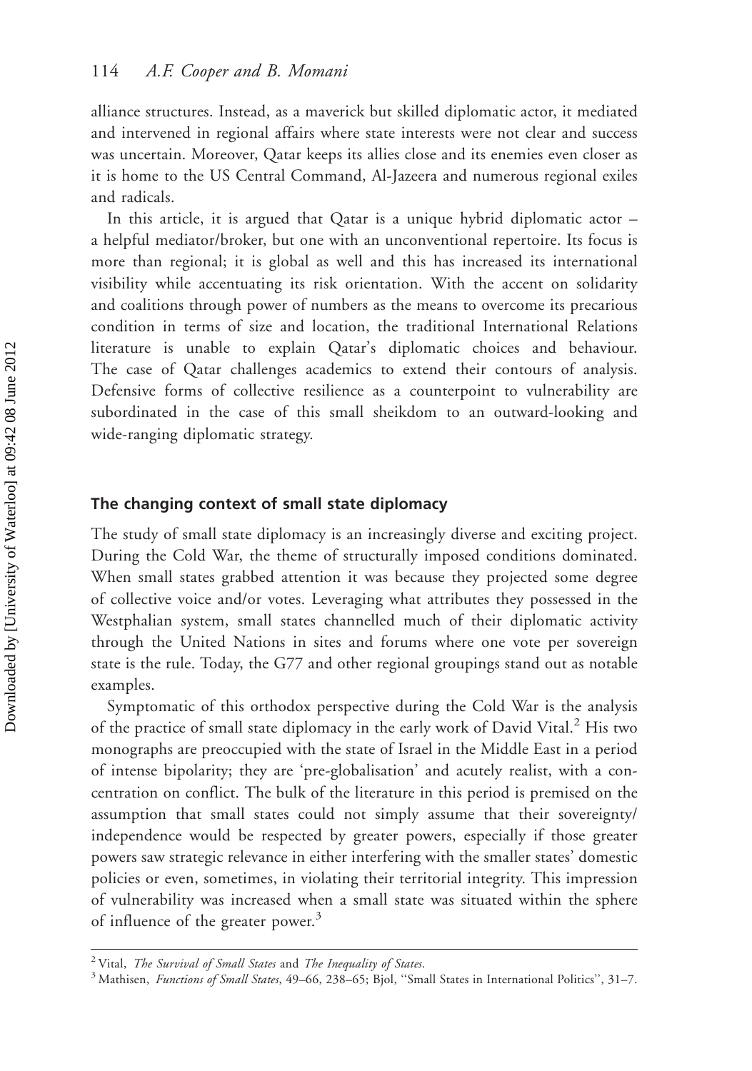alliance structures. Instead, as a maverick but skilled diplomatic actor, it mediated and intervened in regional affairs where state interests were not clear and success was uncertain. Moreover, Qatar keeps its allies close and its enemies even closer as it is home to the US Central Command, Al-Jazeera and numerous regional exiles and radicals.

In this article, it is argued that Qatar is a unique hybrid diplomatic actor – a helpful mediator/broker, but one with an unconventional repertoire. Its focus is more than regional; it is global as well and this has increased its international visibility while accentuating its risk orientation. With the accent on solidarity and coalitions through power of numbers as the means to overcome its precarious condition in terms of size and location, the traditional International Relations literature is unable to explain Qatar's diplomatic choices and behaviour. The case of Qatar challenges academics to extend their contours of analysis. Defensive forms of collective resilience as a counterpoint to vulnerability are subordinated in the case of this small sheikdom to an outward-looking and wide-ranging diplomatic strategy.

## The changing context of small state diplomacy

The study of small state diplomacy is an increasingly diverse and exciting project. During the Cold War, the theme of structurally imposed conditions dominated. When small states grabbed attention it was because they projected some degree of collective voice and/or votes. Leveraging what attributes they possessed in the Westphalian system, small states channelled much of their diplomatic activity through the United Nations in sites and forums where one vote per sovereign state is the rule. Today, the G77 and other regional groupings stand out as notable examples.

Symptomatic of this orthodox perspective during the Cold War is the analysis of the practice of small state diplomacy in the early work of David Vital.[2] His two monographs are preoccupied with the state of Israel in the Middle East in a period of intense bipolarity; they are 'pre-globalisation' and acutely realist, with a concentration on conflict. The bulk of the literature in this period is premised on the assumption that small states could not simply assume that their sovereignty/independence would be respected by greater powers, especially if those greater powers saw strategic relevance in either interfering with the smaller states' domestic policies or even, sometimes, in violating their territorial integrity. This impression of vulnerability was increased when a small state was situated within the sphere of influence of the greater power.[3]

---

[2] Vital, *The Survival of Small States* and *The Inequality of States*.

[3] Mathisen, *Functions of Small States*, 49–66, 238–65; Bjol, "Small States in International Politics", 31–7.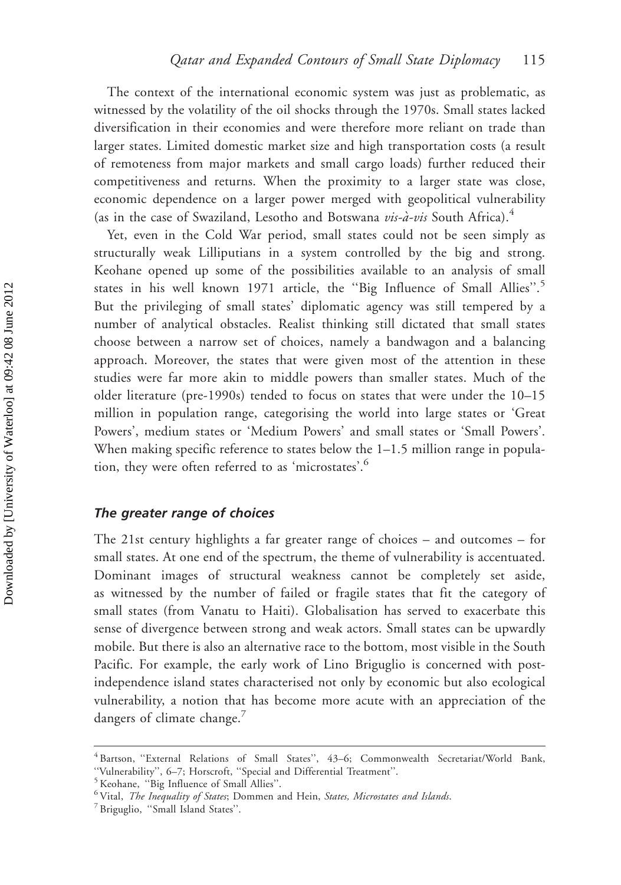The context of the international economic system was just as problematic, as witnessed by the volatility of the oil shocks through the 1970s. Small states lacked diversification in their economies and were therefore more reliant on trade than larger states. Limited domestic market size and high transportation costs (a result of remoteness from major markets and small cargo loads) further reduced their competitiveness and returns. When the proximity to a larger state was close, economic dependence on a larger power merged with geopolitical vulnerability (as in the case of Swaziland, Lesotho and Botswana *vis-à-vis* South Africa).[4]

Yet, even in the Cold War period, small states could not be seen simply as structurally weak Lilliputians in a system controlled by the big and strong. Keohane opened up some of the possibilities available to an analysis of small states in his well known 1971 article, the ''Big Influence of Small Allies''.[5] But the privileging of small states' diplomatic agency was still tempered by a number of analytical obstacles. Realist thinking still dictated that small states choose between a narrow set of choices, namely a bandwagon and a balancing approach. Moreover, the states that were given most of the attention in these studies were far more akin to middle powers than smaller states. Much of the older literature (pre-1990s) tended to focus on states that were under the 10–15 million in population range, categorising the world into large states or 'Great Powers', medium states or 'Medium Powers' and small states or 'Small Powers'. When making specific reference to states below the 1–1.5 million range in population, they were often referred to as 'microstates'.[6]

### *The greater range of choices*

The 21st century highlights a far greater range of choices – and outcomes – for small states. At one end of the spectrum, the theme of vulnerability is accentuated. Dominant images of structural weakness cannot be completely set aside, as witnessed by the number of failed or fragile states that fit the category of small states (from Vanatu to Haiti). Globalisation has served to exacerbate this sense of divergence between strong and weak actors. Small states can be upwardly mobile. But there is also an alternative race to the bottom, most visible in the South Pacific. For example, the early work of Lino Briguglio is concerned with post-independence island states characterised not only by economic but also ecological vulnerability, a notion that has become more acute with an appreciation of the dangers of climate change.[7]

---

[4] Bartson, ''External Relations of Small States'', 43–6; Commonwealth Secretariat/World Bank, ''Vulnerability'', 6–7; Horscroft, ''Special and Differential Treatment''.

[5] Keohane, ''Big Influence of Small Allies''.

[6] Vital, *The Inequality of States*; Dommen and Hein, *States, Microstates and Islands*.

[7] Briguglio, ''Small Island States''.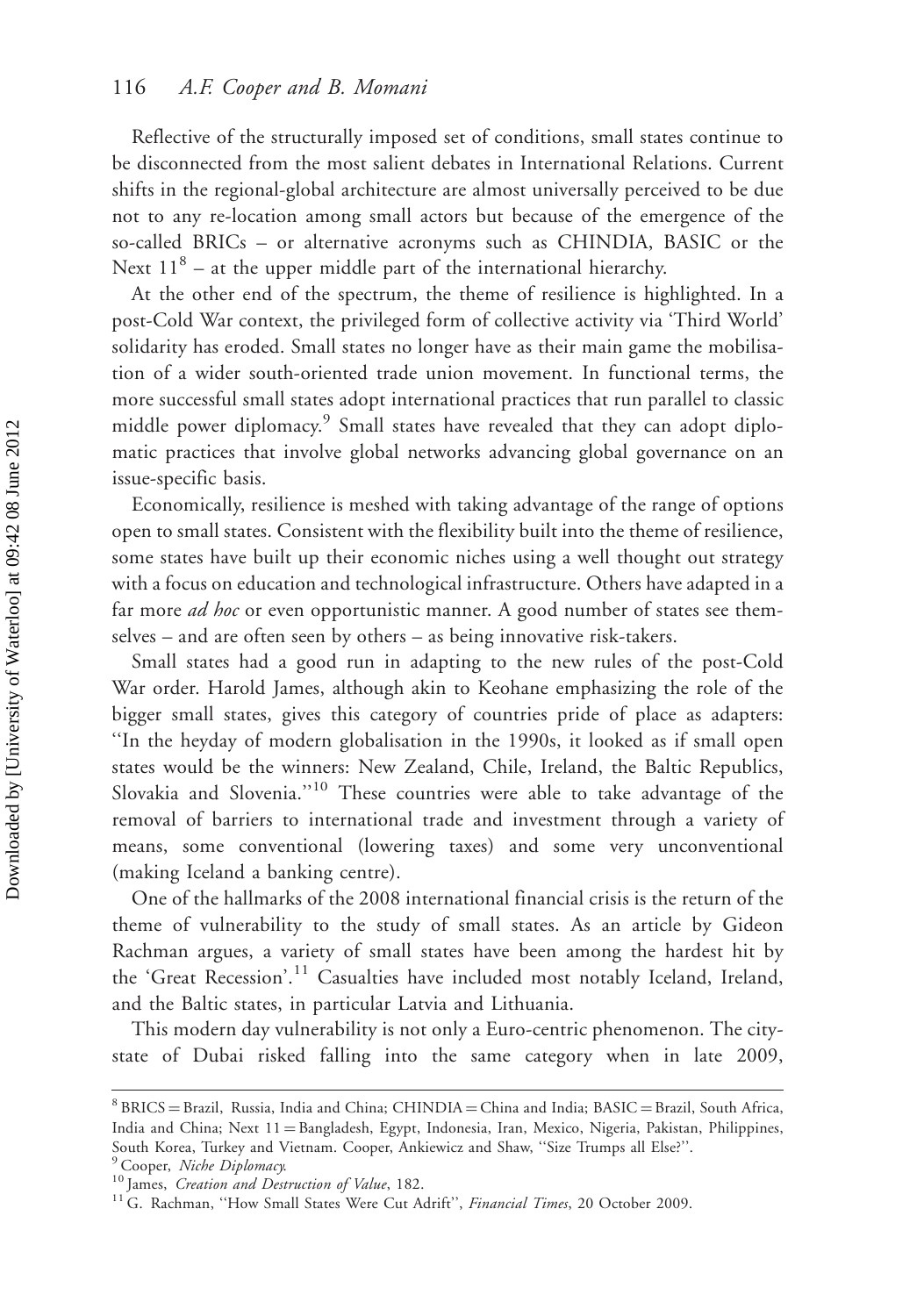Reflective of the structurally imposed set of conditions, small states continue to be disconnected from the most salient debates in International Relations. Current shifts in the regional-global architecture are almost universally perceived to be due not to any re-location among small actors but because of the emergence of the so-called BRICs – or alternative acronyms such as CHINDIA, BASIC or the Next 11[8] – at the upper middle part of the international hierarchy.

At the other end of the spectrum, the theme of resilience is highlighted. In a post-Cold War context, the privileged form of collective activity via 'Third World' solidarity has eroded. Small states no longer have as their main game the mobilisation of a wider south-oriented trade union movement. In functional terms, the more successful small states adopt international practices that run parallel to classic middle power diplomacy.[9] Small states have revealed that they can adopt diplomatic practices that involve global networks advancing global governance on an issue-specific basis.

Economically, resilience is meshed with taking advantage of the range of options open to small states. Consistent with the flexibility built into the theme of resilience, some states have built up their economic niches using a well thought out strategy with a focus on education and technological infrastructure. Others have adapted in a far more *ad hoc* or even opportunistic manner. A good number of states see themselves – and are often seen by others – as being innovative risk-takers.

Small states had a good run in adapting to the new rules of the post-Cold War order. Harold James, although akin to Keohane emphasizing the role of the bigger small states, gives this category of countries pride of place as adapters: "In the heyday of modern globalisation in the 1990s, it looked as if small open states would be the winners: New Zealand, Chile, Ireland, the Baltic Republics, Slovakia and Slovenia."[10] These countries were able to take advantage of the removal of barriers to international trade and investment through a variety of means, some conventional (lowering taxes) and some very unconventional (making Iceland a banking centre).

One of the hallmarks of the 2008 international financial crisis is the return of the theme of vulnerability to the study of small states. As an article by Gideon Rachman argues, a variety of small states have been among the hardest hit by the 'Great Recession'.[11] Casualties have included most notably Iceland, Ireland, and the Baltic states, in particular Latvia and Lithuania.

This modern day vulnerability is not only a Euro-centric phenomenon. The city-state of Dubai risked falling into the same category when in late 2009,

---

[8] BRICS = Brazil, Russia, India and China; CHINDIA = China and India; BASIC = Brazil, South Africa, India and China; Next 11 = Bangladesh, Egypt, Indonesia, Iran, Mexico, Nigeria, Pakistan, Philippines, South Korea, Turkey and Vietnam. Cooper, Ankiewicz and Shaw, "Size Trumps all Else?".

[9] Cooper, *Niche Diplomacy*.

[10] James, *Creation and Destruction of Value*, 182.

[11] G. Rachman, "How Small States Were Cut Adrift", *Financial Times*, 20 October 2009.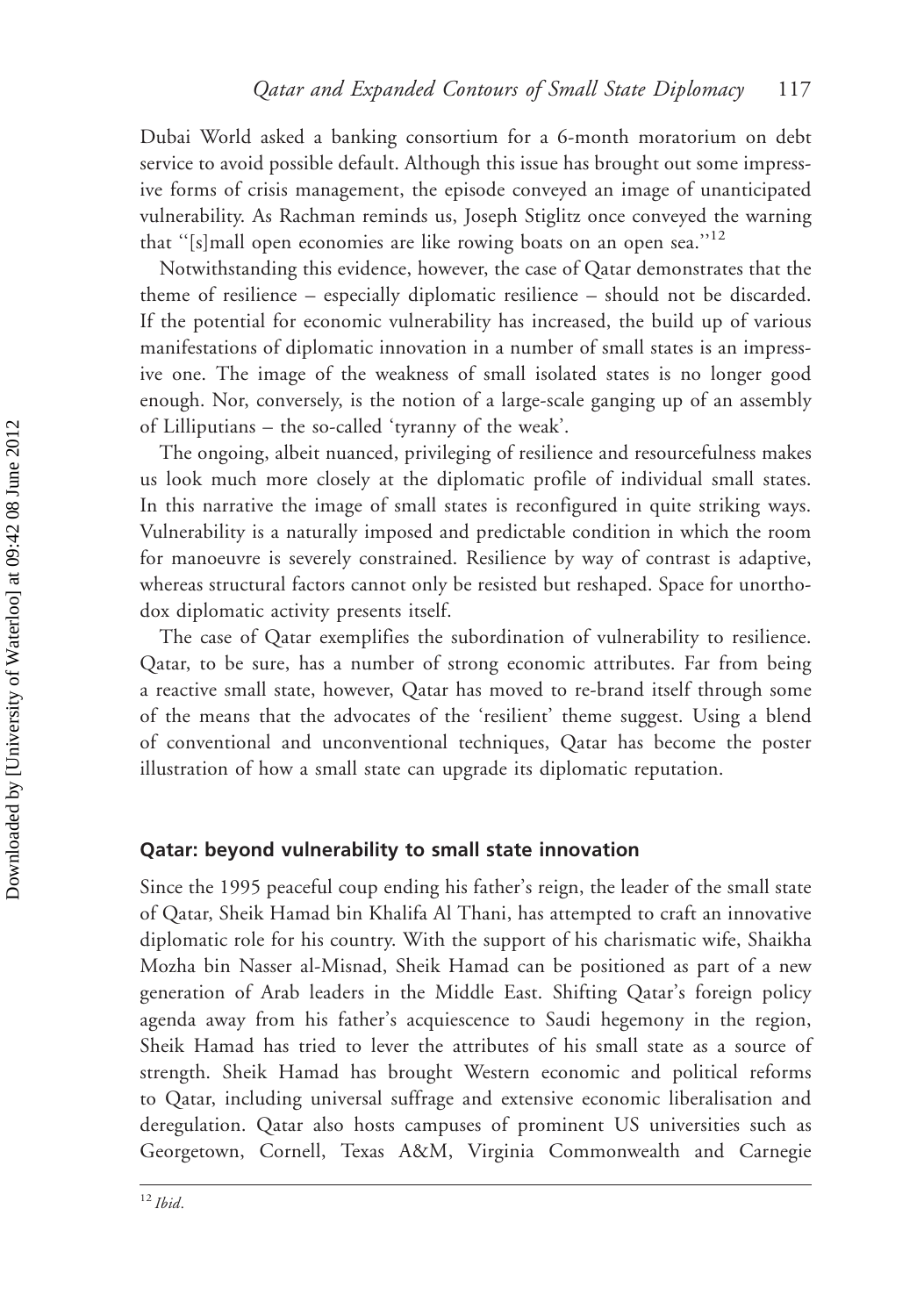Dubai World asked a banking consortium for a 6-month moratorium on debt service to avoid possible default. Although this issue has brought out some impressive forms of crisis management, the episode conveyed an image of unanticipated vulnerability. As Rachman reminds us, Joseph Stiglitz once conveyed the warning that ''[s]mall open economies are like rowing boats on an open sea.''[12]

Notwithstanding this evidence, however, the case of Qatar demonstrates that the theme of resilience – especially diplomatic resilience – should not be discarded. If the potential for economic vulnerability has increased, the build up of various manifestations of diplomatic innovation in a number of small states is an impressive one. The image of the weakness of small isolated states is no longer good enough. Nor, conversely, is the notion of a large-scale ganging up of an assembly of Lilliputians – the so-called 'tyranny of the weak'.

The ongoing, albeit nuanced, privileging of resilience and resourcefulness makes us look much more closely at the diplomatic profile of individual small states. In this narrative the image of small states is reconfigured in quite striking ways. Vulnerability is a naturally imposed and predictable condition in which the room for manoeuvre is severely constrained. Resilience by way of contrast is adaptive, whereas structural factors cannot only be resisted but reshaped. Space for unorthodox diplomatic activity presents itself.

The case of Qatar exemplifies the subordination of vulnerability to resilience. Qatar, to be sure, has a number of strong economic attributes. Far from being a reactive small state, however, Qatar has moved to re-brand itself through some of the means that the advocates of the 'resilient' theme suggest. Using a blend of conventional and unconventional techniques, Qatar has become the poster illustration of how a small state can upgrade its diplomatic reputation.

## Qatar: beyond vulnerability to small state innovation

Since the 1995 peaceful coup ending his father's reign, the leader of the small state of Qatar, Sheik Hamad bin Khalifa Al Thani, has attempted to craft an innovative diplomatic role for his country. With the support of his charismatic wife, Shaikha Mozha bin Nasser al-Misnad, Sheik Hamad can be positioned as part of a new generation of Arab leaders in the Middle East. Shifting Qatar's foreign policy agenda away from his father's acquiescence to Saudi hegemony in the region, Sheik Hamad has tried to lever the attributes of his small state as a source of strength. Sheik Hamad has brought Western economic and political reforms to Qatar, including universal suffrage and extensive economic liberalisation and deregulation. Qatar also hosts campuses of prominent US universities such as Georgetown, Cornell, Texas A&M, Virginia Commonwealth and Carnegie

[12] *Ibid*.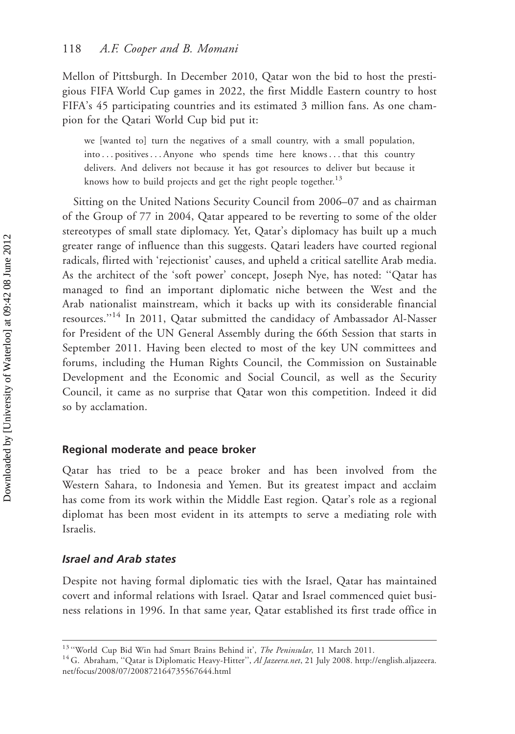Mellon of Pittsburgh. In December 2010, Qatar won the bid to host the prestigious FIFA World Cup games in 2022, the first Middle Eastern country to host FIFA's 45 participating countries and its estimated 3 million fans. As one champion for the Qatari World Cup bid put it:

> we [wanted to] turn the negatives of a small country, with a small population, into . . . positives . . . Anyone who spends time here knows . . . that this country delivers. And delivers not because it has got resources to deliver but because it knows how to build projects and get the right people together.[13]

Sitting on the United Nations Security Council from 2006–07 and as chairman of the Group of 77 in 2004, Qatar appeared to be reverting to some of the older stereotypes of small state diplomacy. Yet, Qatar's diplomacy has built up a much greater range of influence than this suggests. Qatari leaders have courted regional radicals, flirted with 'rejectionist' causes, and upheld a critical satellite Arab media. As the architect of the 'soft power' concept, Joseph Nye, has noted: ''Qatar has managed to find an important diplomatic niche between the West and the Arab nationalist mainstream, which it backs up with its considerable financial resources.''[14] In 2011, Qatar submitted the candidacy of Ambassador Al-Nasser for President of the UN General Assembly during the 66th Session that starts in September 2011. Having been elected to most of the key UN committees and forums, including the Human Rights Council, the Commission on Sustainable Development and the Economic and Social Council, as well as the Security Council, it came as no surprise that Qatar won this competition. Indeed it did so by acclamation.

## Regional moderate and peace broker

Qatar has tried to be a peace broker and has been involved from the Western Sahara, to Indonesia and Yemen. But its greatest impact and acclaim has come from its work within the Middle East region. Qatar's role as a regional diplomat has been most evident in its attempts to serve a mediating role with Israelis.

### *Israel and Arab states*

Despite not having formal diplomatic ties with the Israel, Qatar has maintained covert and informal relations with Israel. Qatar and Israel commenced quiet business relations in 1996. In that same year, Qatar established its first trade office in

[13] ''World Cup Bid Win had Smart Brains Behind it', *The Peninsular*, 11 March 2011.

[14] G. Abraham, ''Qatar is Diplomatic Heavy-Hitter'', *Al Jazeera.net*, 21 July 2008. http://english.aljazeera.net/focus/2008/07/200872164735567644.html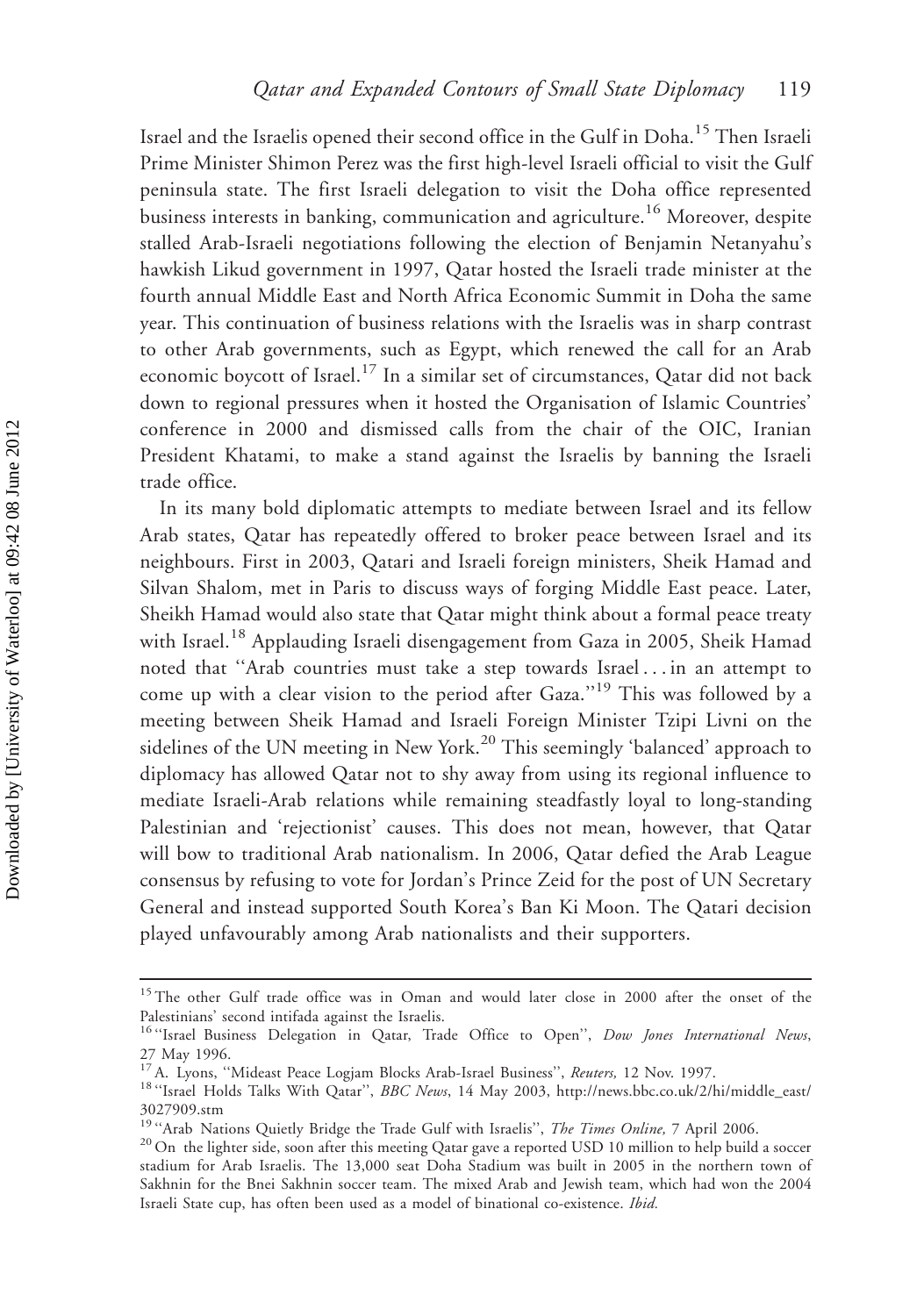Israel and the Israelis opened their second office in the Gulf in Doha.[15] Then Israeli Prime Minister Shimon Perez was the first high-level Israeli official to visit the Gulf peninsula state. The first Israeli delegation to visit the Doha office represented business interests in banking, communication and agriculture.[16] Moreover, despite stalled Arab-Israeli negotiations following the election of Benjamin Netanyahu's hawkish Likud government in 1997, Qatar hosted the Israeli trade minister at the fourth annual Middle East and North Africa Economic Summit in Doha the same year. This continuation of business relations with the Israelis was in sharp contrast to other Arab governments, such as Egypt, which renewed the call for an Arab economic boycott of Israel.[17] In a similar set of circumstances, Qatar did not back down to regional pressures when it hosted the Organisation of Islamic Countries' conference in 2000 and dismissed calls from the chair of the OIC, Iranian President Khatami, to make a stand against the Israelis by banning the Israeli trade office.

In its many bold diplomatic attempts to mediate between Israel and its fellow Arab states, Qatar has repeatedly offered to broker peace between Israel and its neighbours. First in 2003, Qatari and Israeli foreign ministers, Sheik Hamad and Silvan Shalom, met in Paris to discuss ways of forging Middle East peace. Later, Sheikh Hamad would also state that Qatar might think about a formal peace treaty with Israel.[18] Applauding Israeli disengagement from Gaza in 2005, Sheik Hamad noted that "Arab countries must take a step towards Israel ... in an attempt to come up with a clear vision to the period after Gaza."[19] This was followed by a meeting between Sheik Hamad and Israeli Foreign Minister Tzipi Livni on the sidelines of the UN meeting in New York.[20] This seemingly 'balanced' approach to diplomacy has allowed Qatar not to shy away from using its regional influence to mediate Israeli-Arab relations while remaining steadfastly loyal to long-standing Palestinian and 'rejectionist' causes. This does not mean, however, that Qatar will bow to traditional Arab nationalism. In 2006, Qatar defied the Arab League consensus by refusing to vote for Jordan's Prince Zeid for the post of UN Secretary General and instead supported South Korea's Ban Ki Moon. The Qatari decision played unfavourably among Arab nationalists and their supporters.

---

[15] The other Gulf trade office was in Oman and would later close in 2000 after the onset of the Palestinians' second intifada against the Israelis.

[16] "Israel Business Delegation in Qatar, Trade Office to Open", *Dow Jones International News*, 27 May 1996.

[17] A. Lyons, "Mideast Peace Logjam Blocks Arab-Israel Business", *Reuters,* 12 Nov. 1997.

[18] "Israel Holds Talks With Qatar", *BBC News*, 14 May 2003, http://news.bbc.co.uk/2/hi/middle_east/3027909.stm

[19] "Arab Nations Quietly Bridge the Trade Gulf with Israelis", *The Times Online,* 7 April 2006.

[20] On the lighter side, soon after this meeting Qatar gave a reported USD 10 million to help build a soccer stadium for Arab Israelis. The 13,000 seat Doha Stadium was built in 2005 in the northern town of Sakhnin for the Bnei Sakhnin soccer team. The mixed Arab and Jewish team, which had won the 2004 Israeli State cup, has often been used as a model of binational co-existence. *Ibid.*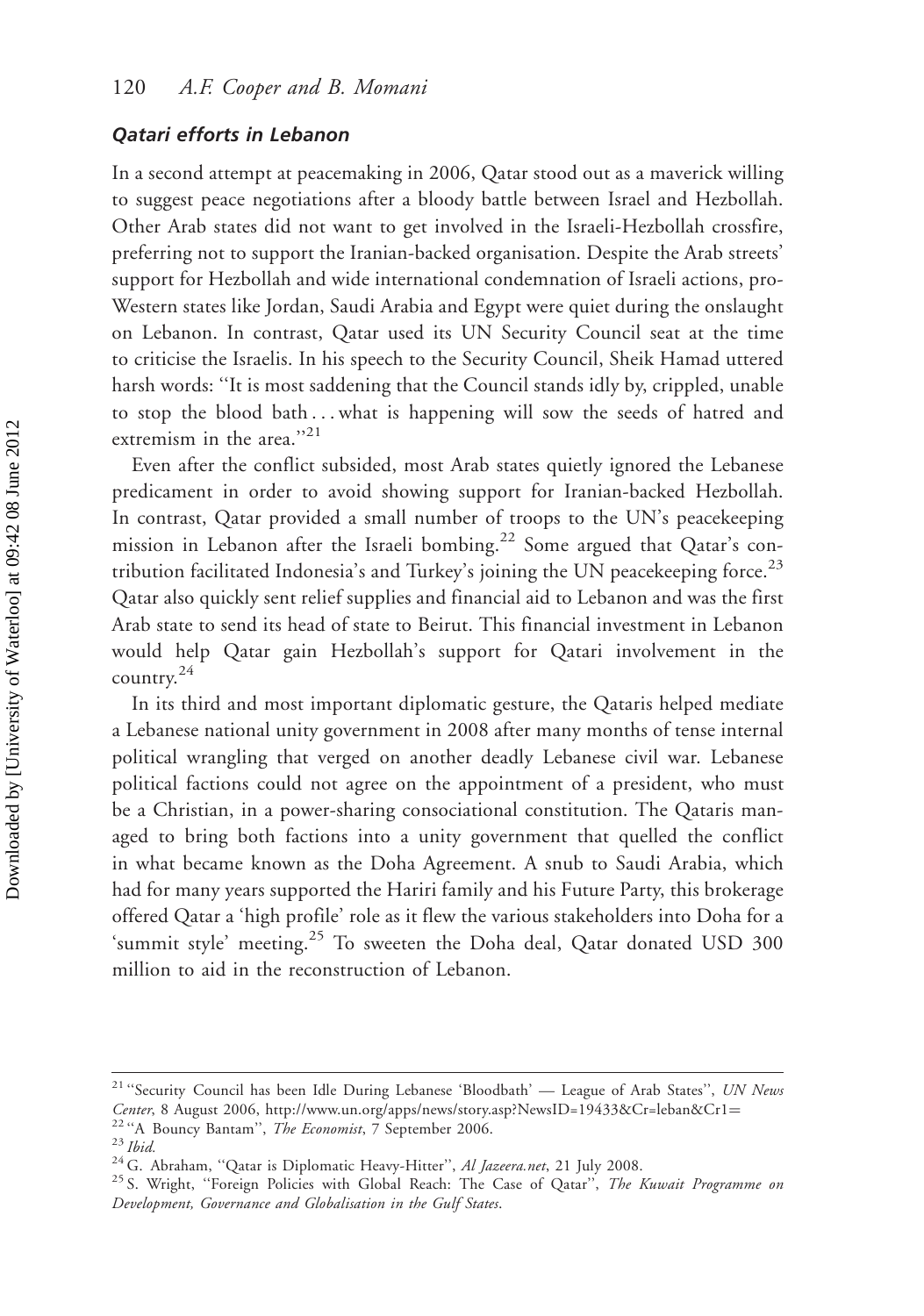### *Qatari efforts in Lebanon*

In a second attempt at peacemaking in 2006, Qatar stood out as a maverick willing to suggest peace negotiations after a bloody battle between Israel and Hezbollah. Other Arab states did not want to get involved in the Israeli-Hezbollah crossfire, preferring not to support the Iranian-backed organisation. Despite the Arab streets' support for Hezbollah and wide international condemnation of Israeli actions, pro-Western states like Jordan, Saudi Arabia and Egypt were quiet during the onslaught on Lebanon. In contrast, Qatar used its UN Security Council seat at the time to criticise the Israelis. In his speech to the Security Council, Sheik Hamad uttered harsh words: "It is most saddening that the Council stands idly by, crippled, unable to stop the blood bath . . . what is happening will sow the seeds of hatred and extremism in the area."[21]

Even after the conflict subsided, most Arab states quietly ignored the Lebanese predicament in order to avoid showing support for Iranian-backed Hezbollah. In contrast, Qatar provided a small number of troops to the UN's peacekeeping mission in Lebanon after the Israeli bombing.[22] Some argued that Qatar's contribution facilitated Indonesia's and Turkey's joining the UN peacekeeping force.[23] Qatar also quickly sent relief supplies and financial aid to Lebanon and was the first Arab state to send its head of state to Beirut. This financial investment in Lebanon would help Qatar gain Hezbollah's support for Qatari involvement in the country.[24]

In its third and most important diplomatic gesture, the Qataris helped mediate a Lebanese national unity government in 2008 after many months of tense internal political wrangling that verged on another deadly Lebanese civil war. Lebanese political factions could not agree on the appointment of a president, who must be a Christian, in a power-sharing consociational constitution. The Qataris managed to bring both factions into a unity government that quelled the conflict in what became known as the Doha Agreement. A snub to Saudi Arabia, which had for many years supported the Hariri family and his Future Party, this brokerage offered Qatar a 'high profile' role as it flew the various stakeholders into Doha for a 'summit style' meeting.[25] To sweeten the Doha deal, Qatar donated USD 300 million to aid in the reconstruction of Lebanon.

---

[21] "Security Council has been Idle During Lebanese 'Bloodbath' — League of Arab States", *UN News Center*, 8 August 2006, http://www.un.org/apps/news/story.asp?NewsID=19433&Cr=leban&Cr1=

[22] "A Bouncy Bantam", *The Economist*, 7 September 2006.

[23] *Ibid.*

[24] G. Abraham, "Qatar is Diplomatic Heavy-Hitter", *Al Jazeera.net*, 21 July 2008.

[25] S. Wright, "Foreign Policies with Global Reach: The Case of Qatar", *The Kuwait Programme on Development, Governance and Globalisation in the Gulf States*.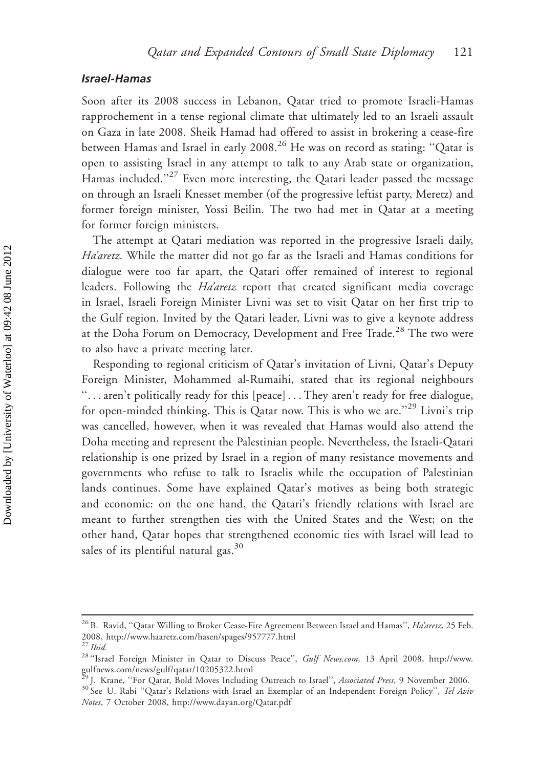### *Israel-Hamas*

Soon after its 2008 success in Lebanon, Qatar tried to promote Israeli-Hamas rapprochement in a tense regional climate that ultimately led to an Israeli assault on Gaza in late 2008. Sheik Hamad had offered to assist in brokering a cease-fire between Hamas and Israel in early 2008.[26] He was on record as stating: ''Qatar is open to assisting Israel in any attempt to talk to any Arab state or organization, Hamas included.''[27] Even more interesting, the Qatari leader passed the message on through an Israeli Knesset member (of the progressive leftist party, Meretz) and former foreign minister, Yossi Beilin. The two had met in Qatar at a meeting for former foreign ministers.

The attempt at Qatari mediation was reported in the progressive Israeli daily, *Ha'aretz*. While the matter did not go far as the Israeli and Hamas conditions for dialogue were too far apart, the Qatari offer remained of interest to regional leaders. Following the *Ha'aretz* report that created significant media coverage in Israel, Israeli Foreign Minister Livni was set to visit Qatar on her first trip to the Gulf region. Invited by the Qatari leader, Livni was to give a keynote address at the Doha Forum on Democracy, Development and Free Trade.[28] The two were to also have a private meeting later.

Responding to regional criticism of Qatar's invitation of Livni, Qatar's Deputy Foreign Minister, Mohammed al-Rumaihi, stated that its regional neighbours ''. . . aren't politically ready for this [peace] . . . They aren't ready for free dialogue, for open-minded thinking. This is Qatar now. This is who we are.''[29] Livni's trip was cancelled, however, when it was revealed that Hamas would also attend the Doha meeting and represent the Palestinian people. Nevertheless, the Israeli-Qatari relationship is one prized by Israel in a region of many resistance movements and governments who refuse to talk to Israelis while the occupation of Palestinian lands continues. Some have explained Qatar's motives as being both strategic and economic: on the one hand, the Qatari's friendly relations with Israel are meant to further strengthen ties with the United States and the West; on the other hand, Qatar hopes that strengthened economic ties with Israel will lead to sales of its plentiful natural gas.[30]

---

[26] B. Ravid, ''Qatar Willing to Broker Cease-Fire Agreement Between Israel and Hamas'', *Ha'aretz*, 25 Feb. 2008, http://www.haaretz.com/hasen/spages/957777.html

[27] *Ibid.*

[28] ''Israel Foreign Minister in Qatar to Discuss Peace'', *Gulf News.com,* 13 April 2008, http://www.gulfnews.com/news/gulf/qatar/10205322.html

[29] J. Krane, ''For Qatar, Bold Moves Including Outreach to Israel'', *Associated Press*, 9 November 2006.

[30] See U. Rabi ''Qatar's Relations with Israel an Exemplar of an Independent Foreign Policy'', *Tel Aviv Notes*, 7 October 2008, http://www.dayan.org/Qatar.pdf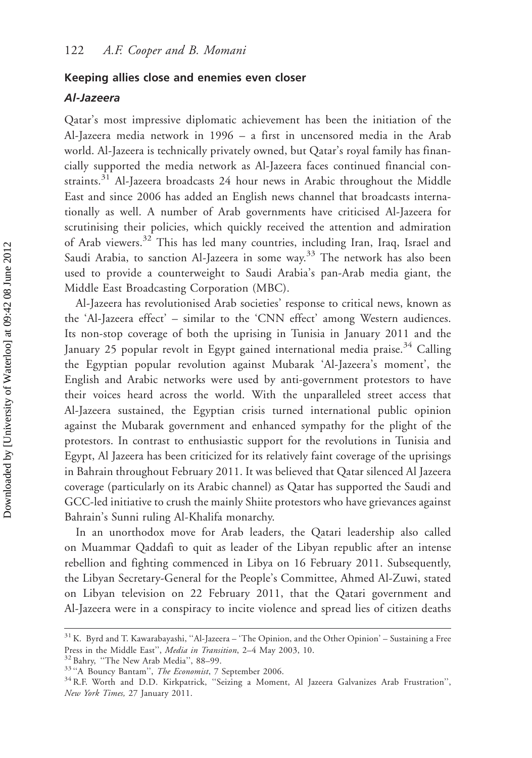## Keeping allies close and enemies even closer

### *Al-Jazeera*

Qatar's most impressive diplomatic achievement has been the initiation of the Al-Jazeera media network in 1996 – a first in uncensored media in the Arab world. Al-Jazeera is technically privately owned, but Qatar's royal family has financially supported the media network as Al-Jazeera faces continued financial constraints.[31] Al-Jazeera broadcasts 24 hour news in Arabic throughout the Middle East and since 2006 has added an English news channel that broadcasts internationally as well. A number of Arab governments have criticised Al-Jazeera for scrutinising their policies, which quickly received the attention and admiration of Arab viewers.[32] This has led many countries, including Iran, Iraq, Israel and Saudi Arabia, to sanction Al-Jazeera in some way.[33] The network has also been used to provide a counterweight to Saudi Arabia's pan-Arab media giant, the Middle East Broadcasting Corporation (MBC).

Al-Jazeera has revolutionised Arab societies' response to critical news, known as the 'Al-Jazeera effect' – similar to the 'CNN effect' among Western audiences. Its non-stop coverage of both the uprising in Tunisia in January 2011 and the January 25 popular revolt in Egypt gained international media praise.[34] Calling the Egyptian popular revolution against Mubarak 'Al-Jazeera's moment', the English and Arabic networks were used by anti-government protestors to have their voices heard across the world. With the unparalleled street access that Al-Jazeera sustained, the Egyptian crisis turned international public opinion against the Mubarak government and enhanced sympathy for the plight of the protestors. In contrast to enthusiastic support for the revolutions in Tunisia and Egypt, Al Jazeera has been criticized for its relatively faint coverage of the uprisings in Bahrain throughout February 2011. It was believed that Qatar silenced Al Jazeera coverage (particularly on its Arabic channel) as Qatar has supported the Saudi and GCC-led initiative to crush the mainly Shiite protestors who have grievances against Bahrain's Sunni ruling Al-Khalifa monarchy.

In an unorthodox move for Arab leaders, the Qatari leadership also called on Muammar Qaddafi to quit as leader of the Libyan republic after an intense rebellion and fighting commenced in Libya on 16 February 2011. Subsequently, the Libyan Secretary-General for the People's Committee, Ahmed Al-Zuwi, stated on Libyan television on 22 February 2011, that the Qatari government and Al-Jazeera were in a conspiracy to incite violence and spread lies of citizen deaths

---

[31] K. Byrd and T. Kawarabayashi, ''Al-Jazeera – 'The Opinion, and the Other Opinion' – Sustaining a Free Press in the Middle East'', *Media in Transition*, 2–4 May 2003, 10.

[32] Bahry, ''The New Arab Media'', 88–99.

[33] ''A Bouncy Bantam'', *The Economist*, 7 September 2006.

[34] R.F. Worth and D.D. Kirkpatrick, ''Seizing a Moment, Al Jazeera Galvanizes Arab Frustration'', *New York Times,* 27 January 2011.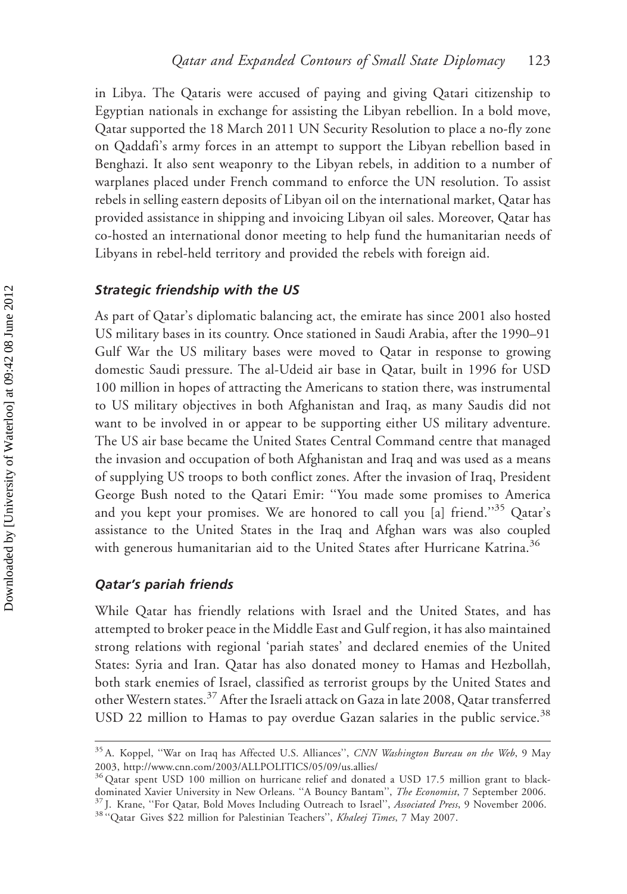in Libya. The Qataris were accused of paying and giving Qatari citizenship to Egyptian nationals in exchange for assisting the Libyan rebellion. In a bold move, Qatar supported the 18 March 2011 UN Security Resolution to place a no-fly zone on Qaddafi's army forces in an attempt to support the Libyan rebellion based in Benghazi. It also sent weaponry to the Libyan rebels, in addition to a number of warplanes placed under French command to enforce the UN resolution. To assist rebels in selling eastern deposits of Libyan oil on the international market, Qatar has provided assistance in shipping and invoicing Libyan oil sales. Moreover, Qatar has co-hosted an international donor meeting to help fund the humanitarian needs of Libyans in rebel-held territory and provided the rebels with foreign aid.

### *Strategic friendship with the US*

As part of Qatar's diplomatic balancing act, the emirate has since 2001 also hosted US military bases in its country. Once stationed in Saudi Arabia, after the 1990–91 Gulf War the US military bases were moved to Qatar in response to growing domestic Saudi pressure. The al-Udeid air base in Qatar, built in 1996 for USD 100 million in hopes of attracting the Americans to station there, was instrumental to US military objectives in both Afghanistan and Iraq, as many Saudis did not want to be involved in or appear to be supporting either US military adventure. The US air base became the United States Central Command centre that managed the invasion and occupation of both Afghanistan and Iraq and was used as a means of supplying US troops to both conflict zones. After the invasion of Iraq, President George Bush noted to the Qatari Emir: ''You made some promises to America and you kept your promises. We are honored to call you [a] friend.''[35] Qatar's assistance to the United States in the Iraq and Afghan wars was also coupled with generous humanitarian aid to the United States after Hurricane Katrina.[36]

### *Qatar's pariah friends*

While Qatar has friendly relations with Israel and the United States, and has attempted to broker peace in the Middle East and Gulf region, it has also maintained strong relations with regional 'pariah states' and declared enemies of the United States: Syria and Iran. Qatar has also donated money to Hamas and Hezbollah, both stark enemies of Israel, classified as terrorist groups by the United States and other Western states.[37] After the Israeli attack on Gaza in late 2008, Qatar transferred USD 22 million to Hamas to pay overdue Gazan salaries in the public service.[38]

---

[35] A. Koppel, ''War on Iraq has Affected U.S. Alliances'', *CNN Washington Bureau on the Web*, 9 May 2003, http://www.cnn.com/2003/ALLPOLITICS/05/09/us.allies/

[36] Qatar spent USD 100 million on hurricane relief and donated a USD 17.5 million grant to black-dominated Xavier University in New Orleans. ''A Bouncy Bantam'', *The Economist*, 7 September 2006.

[37] J. Krane, ''For Qatar, Bold Moves Including Outreach to Israel'', *Associated Press*, 9 November 2006.

[38] ''Qatar Gives $22 million for Palestinian Teachers'', *Khaleej Times*, 7 May 2007.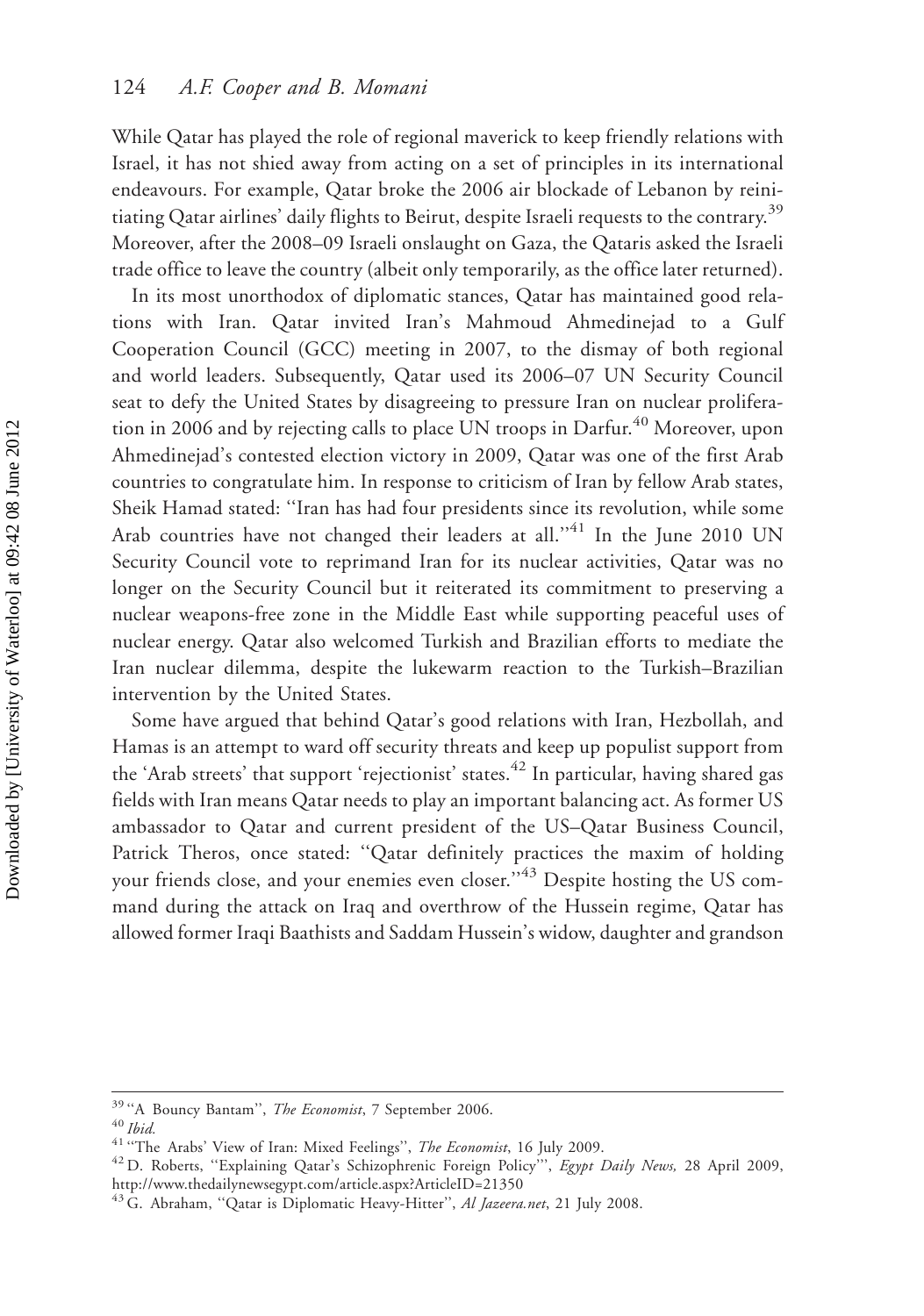While Qatar has played the role of regional maverick to keep friendly relations with Israel, it has not shied away from acting on a set of principles in its international endeavours. For example, Qatar broke the 2006 air blockade of Lebanon by reinitiating Qatar airlines' daily flights to Beirut, despite Israeli requests to the contrary.[39] Moreover, after the 2008–09 Israeli onslaught on Gaza, the Qataris asked the Israeli trade office to leave the country (albeit only temporarily, as the office later returned).

In its most unorthodox of diplomatic stances, Qatar has maintained good relations with Iran. Qatar invited Iran's Mahmoud Ahmedinejad to a Gulf Cooperation Council (GCC) meeting in 2007, to the dismay of both regional and world leaders. Subsequently, Qatar used its 2006–07 UN Security Council seat to defy the United States by disagreeing to pressure Iran on nuclear proliferation in 2006 and by rejecting calls to place UN troops in Darfur.[40] Moreover, upon Ahmedinejad's contested election victory in 2009, Qatar was one of the first Arab countries to congratulate him. In response to criticism of Iran by fellow Arab states, Sheik Hamad stated: "Iran has had four presidents since its revolution, while some Arab countries have not changed their leaders at all."[41] In the June 2010 UN Security Council vote to reprimand Iran for its nuclear activities, Qatar was no longer on the Security Council but it reiterated its commitment to preserving a nuclear weapons-free zone in the Middle East while supporting peaceful uses of nuclear energy. Qatar also welcomed Turkish and Brazilian efforts to mediate the Iran nuclear dilemma, despite the lukewarm reaction to the Turkish–Brazilian intervention by the United States.

Some have argued that behind Qatar's good relations with Iran, Hezbollah, and Hamas is an attempt to ward off security threats and keep up populist support from the 'Arab streets' that support 'rejectionist' states.[42] In particular, having shared gas fields with Iran means Qatar needs to play an important balancing act. As former US ambassador to Qatar and current president of the US–Qatar Business Council, Patrick Theros, once stated: "Qatar definitely practices the maxim of holding your friends close, and your enemies even closer."[43] Despite hosting the US command during the attack on Iraq and overthrow of the Hussein regime, Qatar has allowed former Iraqi Baathists and Saddam Hussein's widow, daughter and grandson

---

[39] "A Bouncy Bantam", *The Economist*, 7 September 2006.

[40] *Ibid.*

[41] "The Arabs' View of Iran: Mixed Feelings", *The Economist*, 16 July 2009.

[42] D. Roberts, "Explaining Qatar's Schizophrenic Foreign Policy'", *Egypt Daily News,* 28 April 2009, http://www.thedailynewsegypt.com/article.aspx?ArticleID=21350

[43] G. Abraham, "Qatar is Diplomatic Heavy-Hitter", *Al Jazeera.net*, 21 July 2008.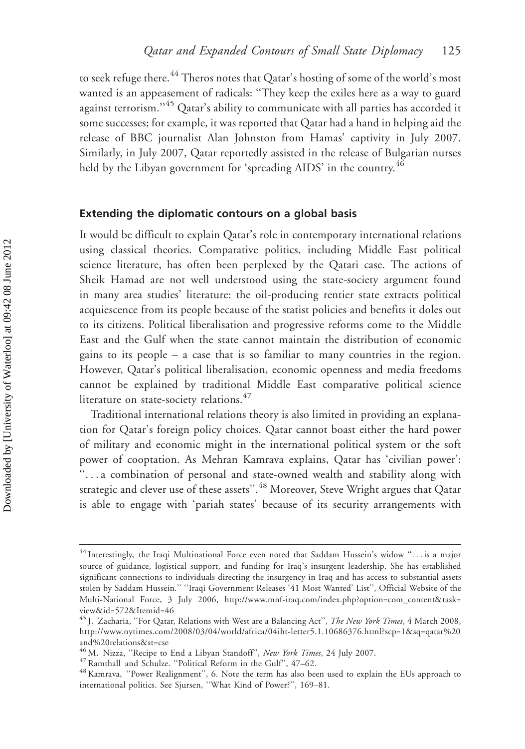to seek refuge there.[44] Theros notes that Qatar's hosting of some of the world's most wanted is an appeasement of radicals: "They keep the exiles here as a way to guard against terrorism."[45] Qatar's ability to communicate with all parties has accorded it some successes; for example, it was reported that Qatar had a hand in helping aid the release of BBC journalist Alan Johnston from Hamas' captivity in July 2007. Similarly, in July 2007, Qatar reportedly assisted in the release of Bulgarian nurses held by the Libyan government for 'spreading AIDS' in the country.[46]

### Extending the diplomatic contours on a global basis

It would be difficult to explain Qatar's role in contemporary international relations using classical theories. Comparative politics, including Middle East political science literature, has often been perplexed by the Qatari case. The actions of Sheik Hamad are not well understood using the state-society argument found in many area studies' literature: the oil-producing rentier state extracts political acquiescence from its people because of the statist policies and benefits it doles out to its citizens. Political liberalisation and progressive reforms come to the Middle East and the Gulf when the state cannot maintain the distribution of economic gains to its people – a case that is so familiar to many countries in the region. However, Qatar's political liberalisation, economic openness and media freedoms cannot be explained by traditional Middle East comparative political science literature on state-society relations.[47]

Traditional international relations theory is also limited in providing an explanation for Qatar's foreign policy choices. Qatar cannot boast either the hard power of military and economic might in the international political system or the soft power of cooptation. As Mehran Kamrava explains, Qatar has 'civilian power': "...a combination of personal and state-owned wealth and stability along with strategic and clever use of these assets".[48] Moreover, Steve Wright argues that Qatar is able to engage with 'pariah states' because of its security arrangements with

---

[44] Interestingly, the Iraqi Multinational Force even noted that Saddam Hussein's widow "...is a major source of guidance, logistical support, and funding for Iraq's insurgent leadership. She has established significant connections to individuals directing the insurgency in Iraq and has access to substantial assets stolen by Saddam Hussein." "Iraqi Government Releases '41 Most Wanted' List", Official Website of the Multi-National Force, 3 July 2006, http://www.mnf-iraq.com/index.php?option=com_content&task=view&id=572&Itemid=46

[45] J. Zacharia, "For Qatar, Relations with West are a Balancing Act", *The New York Times*, 4 March 2008, http://www.nytimes.com/2008/03/04/world/africa/04iht-letter5.1.10686376.html?scp=1&sq=qatar%20and%20relations&st=cse

[46] M. Nizza, "Recipe to End a Libyan Standoff", *New York Times*, 24 July 2007.

[47] Ramthall and Schulze. "Political Reform in the Gulf", 47–62.

[48] Kamrava, "Power Realignment", 6. Note the term has also been used to explain the EUs approach to international politics. See Sjursen, "What Kind of Power?", 169–81.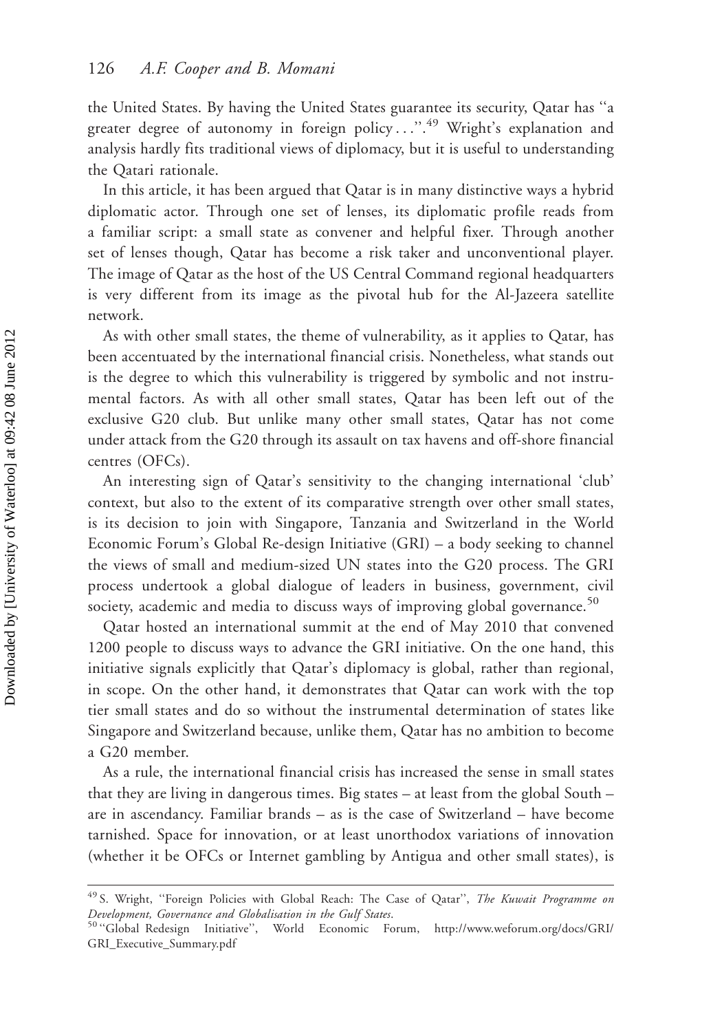the United States. By having the United States guarantee its security, Qatar has ''a greater degree of autonomy in foreign policy . . .''.[49] Wright's explanation and analysis hardly fits traditional views of diplomacy, but it is useful to understanding the Qatari rationale.

In this article, it has been argued that Qatar is in many distinctive ways a hybrid diplomatic actor. Through one set of lenses, its diplomatic profile reads from a familiar script: a small state as convener and helpful fixer. Through another set of lenses though, Qatar has become a risk taker and unconventional player. The image of Qatar as the host of the US Central Command regional headquarters is very different from its image as the pivotal hub for the Al-Jazeera satellite network.

As with other small states, the theme of vulnerability, as it applies to Qatar, has been accentuated by the international financial crisis. Nonetheless, what stands out is the degree to which this vulnerability is triggered by symbolic and not instrumental factors. As with all other small states, Qatar has been left out of the exclusive G20 club. But unlike many other small states, Qatar has not come under attack from the G20 through its assault on tax havens and off-shore financial centres (OFCs).

An interesting sign of Qatar's sensitivity to the changing international 'club' context, but also to the extent of its comparative strength over other small states, is its decision to join with Singapore, Tanzania and Switzerland in the World Economic Forum's Global Re-design Initiative (GRI) – a body seeking to channel the views of small and medium-sized UN states into the G20 process. The GRI process undertook a global dialogue of leaders in business, government, civil society, academic and media to discuss ways of improving global governance.[50]

Qatar hosted an international summit at the end of May 2010 that convened 1200 people to discuss ways to advance the GRI initiative. On the one hand, this initiative signals explicitly that Qatar's diplomacy is global, rather than regional, in scope. On the other hand, it demonstrates that Qatar can work with the top tier small states and do so without the instrumental determination of states like Singapore and Switzerland because, unlike them, Qatar has no ambition to become a G20 member.

As a rule, the international financial crisis has increased the sense in small states that they are living in dangerous times. Big states – at least from the global South – are in ascendancy. Familiar brands – as is the case of Switzerland – have become tarnished. Space for innovation, or at least unorthodox variations of innovation (whether it be OFCs or Internet gambling by Antigua and other small states), is

---

[49] S. Wright, ''Foreign Policies with Global Reach: The Case of Qatar'', *The Kuwait Programme on Development, Governance and Globalisation in the Gulf States*.

[50] ''Global Redesign Initiative'', World Economic Forum, http://www.weforum.org/docs/GRI/GRI_Executive_Summary.pdf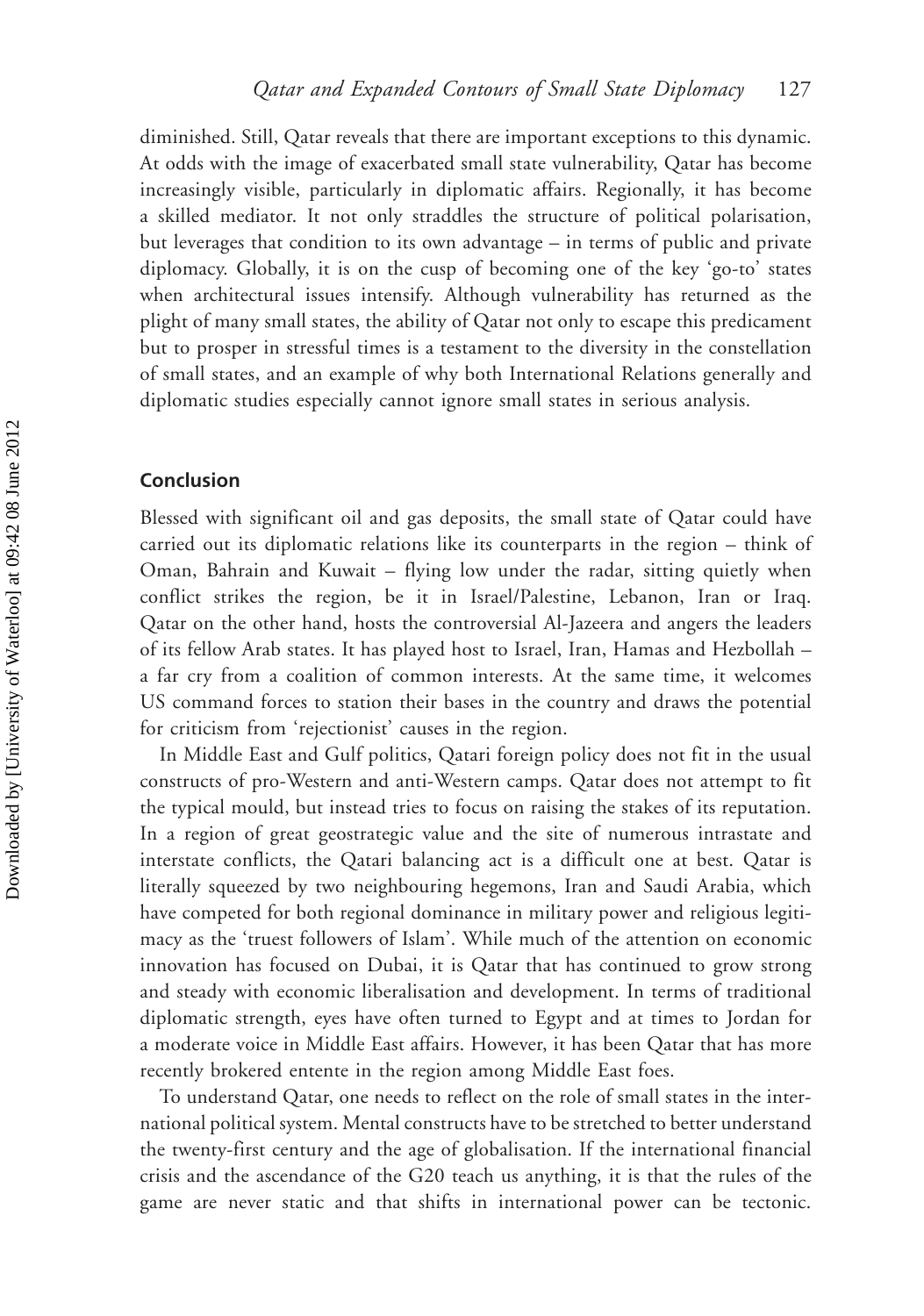diminished. Still, Qatar reveals that there are important exceptions to this dynamic. At odds with the image of exacerbated small state vulnerability, Qatar has become increasingly visible, particularly in diplomatic affairs. Regionally, it has become a skilled mediator. It not only straddles the structure of political polarisation, but leverages that condition to its own advantage – in terms of public and private diplomacy. Globally, it is on the cusp of becoming one of the key 'go-to' states when architectural issues intensify. Although vulnerability has returned as the plight of many small states, the ability of Qatar not only to escape this predicament but to prosper in stressful times is a testament to the diversity in the constellation of small states, and an example of why both International Relations generally and diplomatic studies especially cannot ignore small states in serious analysis.

## Conclusion

Blessed with significant oil and gas deposits, the small state of Qatar could have carried out its diplomatic relations like its counterparts in the region – think of Oman, Bahrain and Kuwait – flying low under the radar, sitting quietly when conflict strikes the region, be it in Israel/Palestine, Lebanon, Iran or Iraq. Qatar on the other hand, hosts the controversial Al-Jazeera and angers the leaders of its fellow Arab states. It has played host to Israel, Iran, Hamas and Hezbollah – a far cry from a coalition of common interests. At the same time, it welcomes US command forces to station their bases in the country and draws the potential for criticism from 'rejectionist' causes in the region.

In Middle East and Gulf politics, Qatari foreign policy does not fit in the usual constructs of pro-Western and anti-Western camps. Qatar does not attempt to fit the typical mould, but instead tries to focus on raising the stakes of its reputation. In a region of great geostrategic value and the site of numerous intrastate and interstate conflicts, the Qatari balancing act is a difficult one at best. Qatar is literally squeezed by two neighbouring hegemons, Iran and Saudi Arabia, which have competed for both regional dominance in military power and religious legitimacy as the 'truest followers of Islam'. While much of the attention on economic innovation has focused on Dubai, it is Qatar that has continued to grow strong and steady with economic liberalisation and development. In terms of traditional diplomatic strength, eyes have often turned to Egypt and at times to Jordan for a moderate voice in Middle East affairs. However, it has been Qatar that has more recently brokered entente in the region among Middle East foes.

To understand Qatar, one needs to reflect on the role of small states in the international political system. Mental constructs have to be stretched to better understand the twenty-first century and the age of globalisation. If the international financial crisis and the ascendance of the G20 teach us anything, it is that the rules of the game are never static and that shifts in international power can be tectonic.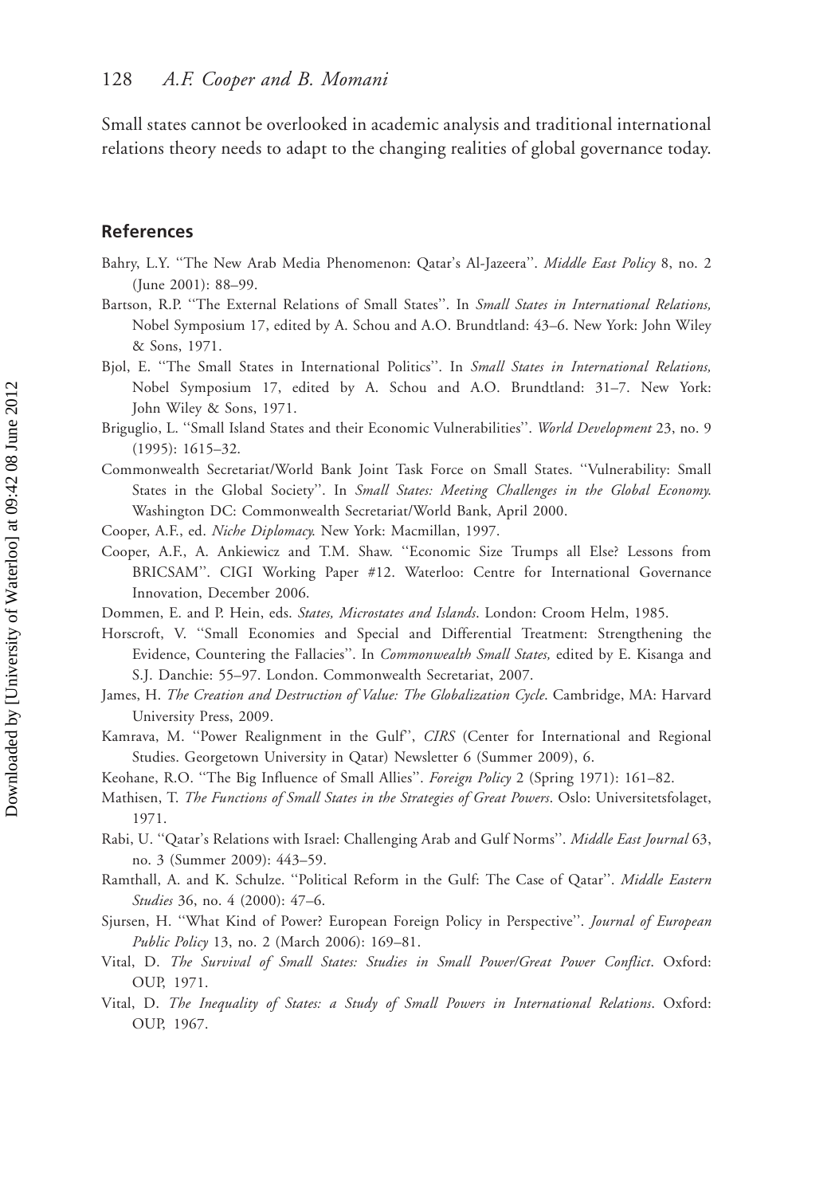Small states cannot be overlooked in academic analysis and traditional international relations theory needs to adapt to the changing realities of global governance today.

## References

Bahry, L.Y. ''The New Arab Media Phenomenon: Qatar's Al-Jazeera''. *Middle East Policy* 8, no. 2 (June 2001): 88–99.

Bartson, R.P. ''The External Relations of Small States''. In *Small States in International Relations,* Nobel Symposium 17, edited by A. Schou and A.O. Brundtland: 43–6. New York: John Wiley & Sons, 1971.

Bjol, E. ''The Small States in International Politics''. In *Small States in International Relations,* Nobel Symposium 17, edited by A. Schou and A.O. Brundtland: 31–7. New York: John Wiley & Sons, 1971.

Briguglio, L. ''Small Island States and their Economic Vulnerabilities''. *World Development* 23, no. 9 (1995): 1615–32.

Commonwealth Secretariat/World Bank Joint Task Force on Small States. ''Vulnerability: Small States in the Global Society''. In *Small States: Meeting Challenges in the Global Economy.* Washington DC: Commonwealth Secretariat/World Bank, April 2000.

Cooper, A.F., ed. *Niche Diplomacy.* New York: Macmillan, 1997.

Cooper, A.F., A. Ankiewicz and T.M. Shaw. ''Economic Size Trumps all Else? Lessons from BRICSAM''. CIGI Working Paper #12. Waterloo: Centre for International Governance Innovation, December 2006.

Dommen, E. and P. Hein, eds. *States, Microstates and Islands*. London: Croom Helm, 1985.

Horscroft, V. ''Small Economies and Special and Differential Treatment: Strengthening the Evidence, Countering the Fallacies''. In *Commonwealth Small States,* edited by E. Kisanga and S.J. Danchie: 55–97. London. Commonwealth Secretariat, 2007.

James, H. *The Creation and Destruction of Value: The Globalization Cycle*. Cambridge, MA: Harvard University Press, 2009.

Kamrava, M. ''Power Realignment in the Gulf'', *CIRS* (Center for International and Regional Studies. Georgetown University in Qatar) Newsletter 6 (Summer 2009), 6.

Keohane, R.O. ''The Big Influence of Small Allies''. *Foreign Policy* 2 (Spring 1971): 161–82.

Mathisen, T. *The Functions of Small States in the Strategies of Great Powers*. Oslo: Universitetsfolaget, 1971.

Rabi, U. ''Qatar's Relations with Israel: Challenging Arab and Gulf Norms''. *Middle East Journal* 63, no. 3 (Summer 2009): 443–59.

Ramthall, A. and K. Schulze. ''Political Reform in the Gulf: The Case of Qatar''. *Middle Eastern Studies* 36, no. 4 (2000): 47–6.

Sjursen, H. ''What Kind of Power? European Foreign Policy in Perspective''. *Journal of European Public Policy* 13, no. 2 (March 2006): 169–81.

Vital, D. *The Survival of Small States: Studies in Small Power/Great Power Conflict*. Oxford: OUP, 1971.

Vital, D. *The Inequality of States: a Study of Small Powers in International Relations*. Oxford: OUP, 1967.